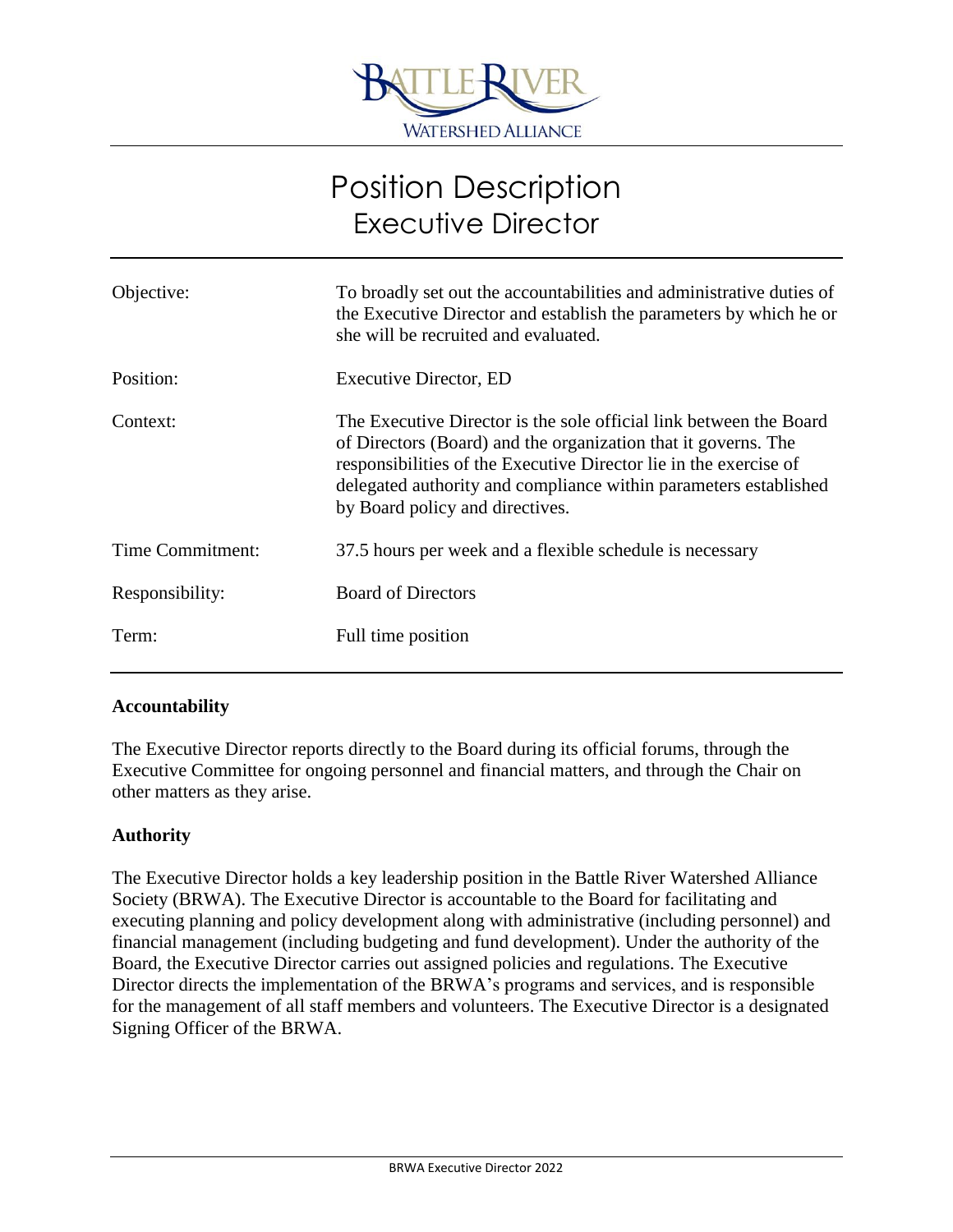# Position Description

## Executive Director

| | |
|---|---|
| Objective: | To broadly set out the accountabilities and administrative duties of the Executive Director and establish the parameters by which he or she will be recruited and evaluated. |
| Position: | Executive Director, ED |
| Context: | The Executive Director is the sole official link between the Board of Directors (Board) and the organization that it governs. The responsibilities of the Executive Director lie in the exercise of delegated authority and compliance within parameters established by Board policy and directives. |
| Time Commitment: | 37.5 hours per week and a flexible schedule is necessary |
| Responsibility: | Board of Directors |
| Term: | Full time position |

### Accountability

The Executive Director reports directly to the Board during its official forums, through the Executive Committee for ongoing personnel and financial matters, and through the Chair on other matters as they arise.

### Authority

The Executive Director holds a key leadership position in the Battle River Watershed Alliance Society (BRWA). The Executive Director is accountable to the Board for facilitating and executing planning and policy development along with administrative (including personnel) and financial management (including budgeting and fund development). Under the authority of the Board, the Executive Director carries out assigned policies and regulations. The Executive Director directs the implementation of the BRWA's programs and services, and is responsible for the management of all staff members and volunteers. The Executive Director is a designated Signing Officer of the BRWA.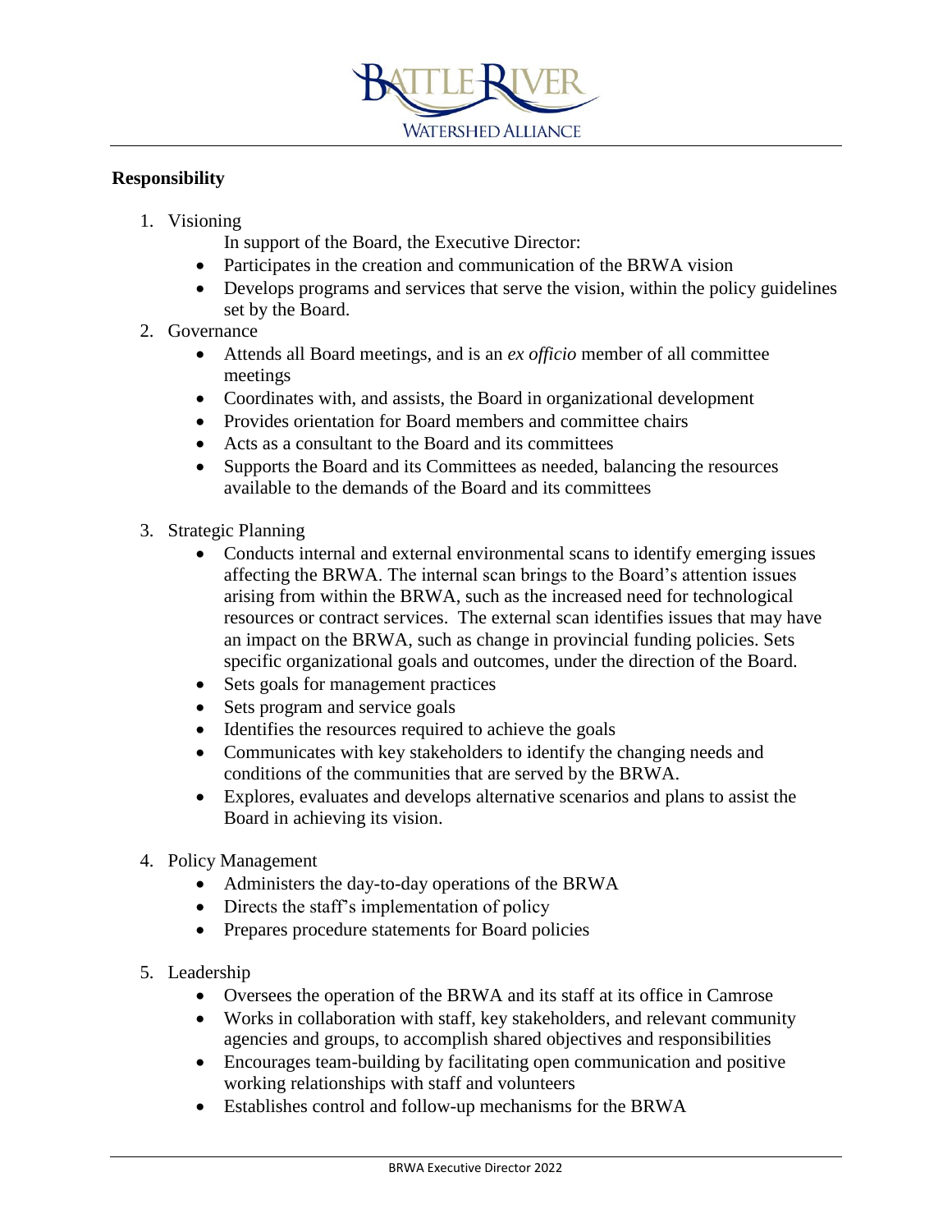**Responsibility**

1. Visioning

   In support of the Board, the Executive Director:

   - Participates in the creation and communication of the BRWA vision
   - Develops programs and services that serve the vision, within the policy guidelines set by the Board.

2. Governance
   - Attends all Board meetings, and is an *ex officio* member of all committee meetings
   - Coordinates with, and assists, the Board in organizational development
   - Provides orientation for Board members and committee chairs
   - Acts as a consultant to the Board and its committees
   - Supports the Board and its Committees as needed, balancing the resources available to the demands of the Board and its committees

3. Strategic Planning
   - Conducts internal and external environmental scans to identify emerging issues affecting the BRWA. The internal scan brings to the Board's attention issues arising from within the BRWA, such as the increased need for technological resources or contract services. The external scan identifies issues that may have an impact on the BRWA, such as change in provincial funding policies. Sets specific organizational goals and outcomes, under the direction of the Board.
   - Sets goals for management practices
   - Sets program and service goals
   - Identifies the resources required to achieve the goals
   - Communicates with key stakeholders to identify the changing needs and conditions of the communities that are served by the BRWA.
   - Explores, evaluates and develops alternative scenarios and plans to assist the Board in achieving its vision.

4. Policy Management
   - Administers the day-to-day operations of the BRWA
   - Directs the staff's implementation of policy
   - Prepares procedure statements for Board policies

5. Leadership
   - Oversees the operation of the BRWA and its staff at its office in Camrose
   - Works in collaboration with staff, key stakeholders, and relevant community agencies and groups, to accomplish shared objectives and responsibilities
   - Encourages team-building by facilitating open communication and positive working relationships with staff and volunteers
   - Establishes control and follow-up mechanisms for the BRWA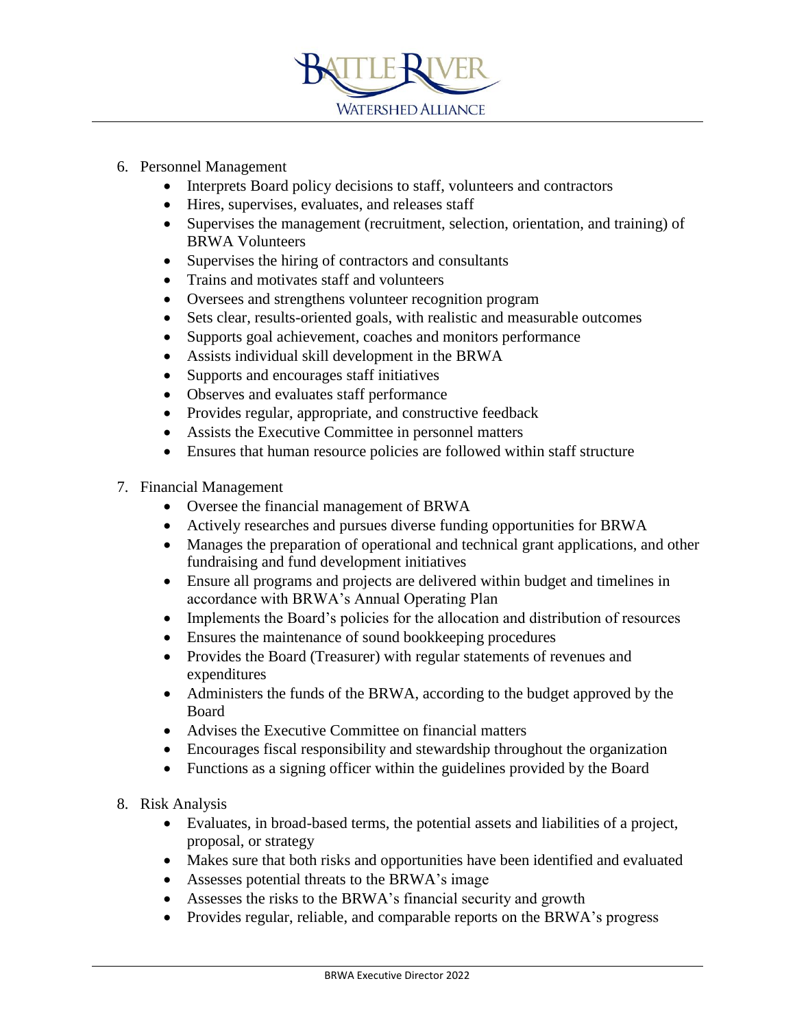6. Personnel Management
   - Interprets Board policy decisions to staff, volunteers and contractors
   - Hires, supervises, evaluates, and releases staff
   - Supervises the management (recruitment, selection, orientation, and training) of BRWA Volunteers
   - Supervises the hiring of contractors and consultants
   - Trains and motivates staff and volunteers
   - Oversees and strengthens volunteer recognition program
   - Sets clear, results-oriented goals, with realistic and measurable outcomes
   - Supports goal achievement, coaches and monitors performance
   - Assists individual skill development in the BRWA
   - Supports and encourages staff initiatives
   - Observes and evaluates staff performance
   - Provides regular, appropriate, and constructive feedback
   - Assists the Executive Committee in personnel matters
   - Ensures that human resource policies are followed within staff structure

7. Financial Management
   - Oversee the financial management of BRWA
   - Actively researches and pursues diverse funding opportunities for BRWA
   - Manages the preparation of operational and technical grant applications, and other fundraising and fund development initiatives
   - Ensure all programs and projects are delivered within budget and timelines in accordance with BRWA's Annual Operating Plan
   - Implements the Board's policies for the allocation and distribution of resources
   - Ensures the maintenance of sound bookkeeping procedures
   - Provides the Board (Treasurer) with regular statements of revenues and expenditures
   - Administers the funds of the BRWA, according to the budget approved by the Board
   - Advises the Executive Committee on financial matters
   - Encourages fiscal responsibility and stewardship throughout the organization
   - Functions as a signing officer within the guidelines provided by the Board

8. Risk Analysis
   - Evaluates, in broad-based terms, the potential assets and liabilities of a project, proposal, or strategy
   - Makes sure that both risks and opportunities have been identified and evaluated
   - Assesses potential threats to the BRWA's image
   - Assesses the risks to the BRWA's financial security and growth
   - Provides regular, reliable, and comparable reports on the BRWA's progress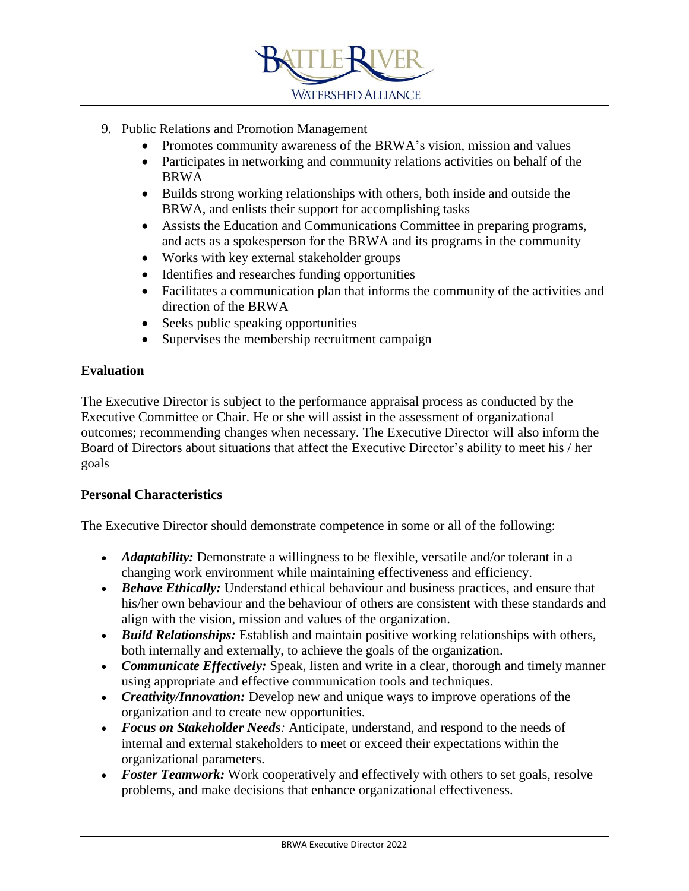9. Public Relations and Promotion Management
    - Promotes community awareness of the BRWA's vision, mission and values
    - Participates in networking and community relations activities on behalf of the BRWA
    - Builds strong working relationships with others, both inside and outside the BRWA, and enlists their support for accomplishing tasks
    - Assists the Education and Communications Committee in preparing programs, and acts as a spokesperson for the BRWA and its programs in the community
    - Works with key external stakeholder groups
    - Identifies and researches funding opportunities
    - Facilitates a communication plan that informs the community of the activities and direction of the BRWA
    - Seeks public speaking opportunities
    - Supervises the membership recruitment campaign

**Evaluation**

The Executive Director is subject to the performance appraisal process as conducted by the Executive Committee or Chair. He or she will assist in the assessment of organizational outcomes; recommending changes when necessary. The Executive Director will also inform the Board of Directors about situations that affect the Executive Director's ability to meet his / her goals

**Personal Characteristics**

The Executive Director should demonstrate competence in some or all of the following:

- ***Adaptability:*** Demonstrate a willingness to be flexible, versatile and/or tolerant in a changing work environment while maintaining effectiveness and efficiency.
- ***Behave Ethically:*** Understand ethical behaviour and business practices, and ensure that his/her own behaviour and the behaviour of others are consistent with these standards and align with the vision, mission and values of the organization.
- ***Build Relationships:*** Establish and maintain positive working relationships with others, both internally and externally, to achieve the goals of the organization.
- ***Communicate Effectively:*** Speak, listen and write in a clear, thorough and timely manner using appropriate and effective communication tools and techniques.
- ***Creativity/Innovation:*** Develop new and unique ways to improve operations of the organization and to create new opportunities.
- ***Focus on Stakeholder Needs:*** Anticipate, understand, and respond to the needs of internal and external stakeholders to meet or exceed their expectations within the organizational parameters.
- ***Foster Teamwork:*** Work cooperatively and effectively with others to set goals, resolve problems, and make decisions that enhance organizational effectiveness.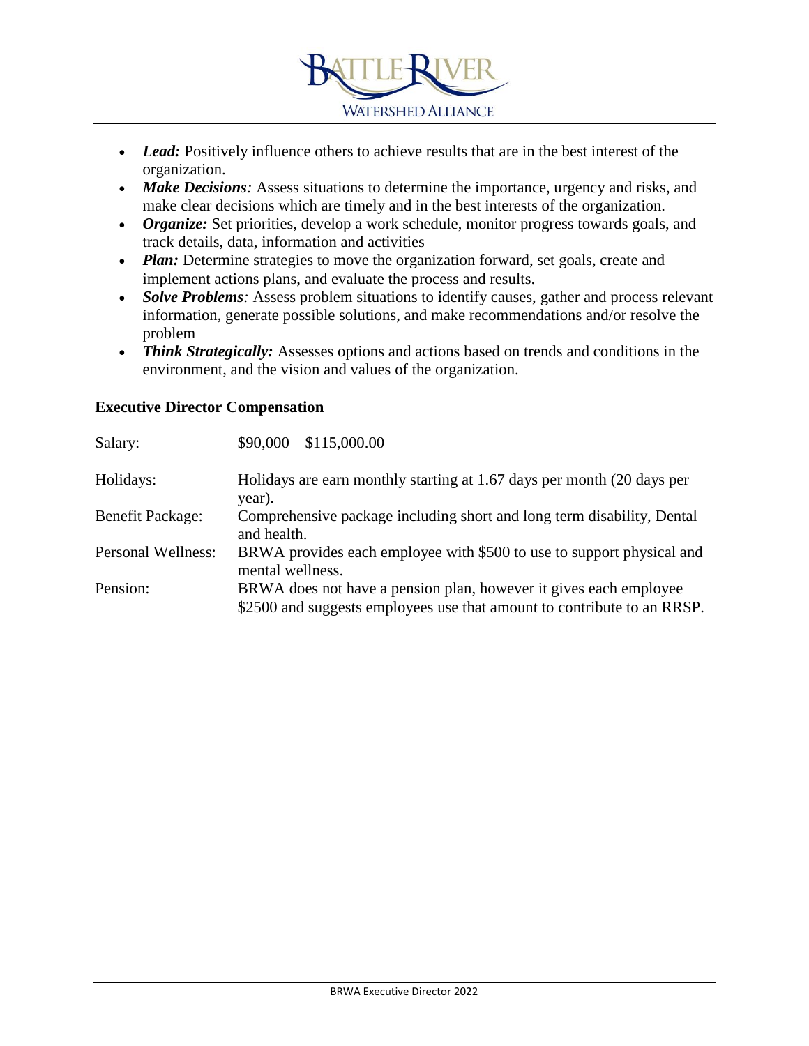- ***Lead:*** Positively influence others to achieve results that are in the best interest of the organization.
- ***Make Decisions****:* Assess situations to determine the importance, urgency and risks, and make clear decisions which are timely and in the best interests of the organization.
- ***Organize:*** Set priorities, develop a work schedule, monitor progress towards goals, and track details, data, information and activities
- ***Plan:*** Determine strategies to move the organization forward, set goals, create and implement actions plans, and evaluate the process and results.
- ***Solve Problems****:* Assess problem situations to identify causes, gather and process relevant information, generate possible solutions, and make recommendations and/or resolve the problem
- ***Think Strategically:*** Assesses options and actions based on trends and conditions in the environment, and the vision and values of the organization.

**Executive Director Compensation**

| | |
|---|---|
| Salary: | $90,000 – $115,000.00 |
| Holidays: | Holidays are earn monthly starting at 1.67 days per month (20 days per year). |
| Benefit Package: | Comprehensive package including short and long term disability, Dental and health. |
| Personal Wellness: | BRWA provides each employee with $500 to use to support physical and mental wellness. |
| Pension: | BRWA does not have a pension plan, however it gives each employee $2500 and suggests employees use that amount to contribute to an RRSP. |